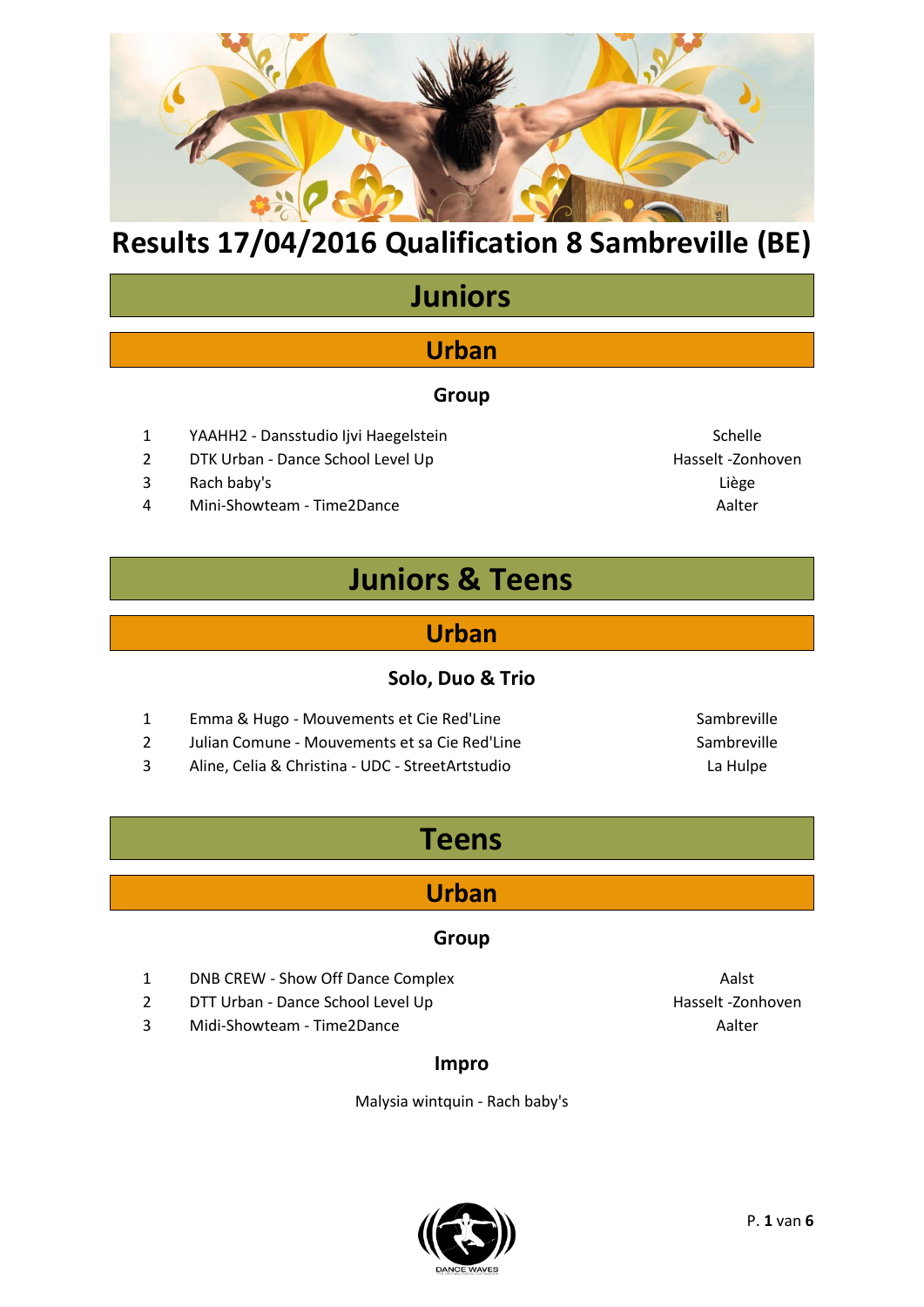# Results 17/04/2016 Qualification 8 Sambreville (BE)

## Juniors

### Urban

#### Group

| | | |
|---|---|---|
| 1 | YAAHH2 - Dansstudio Ijvi Haegelstein | Schelle |
| 2 | DTK Urban - Dance School Level Up | Hasselt -Zonhoven |
| 3 | Rach baby's | Liège |
| 4 | Mini-Showteam - Time2Dance | Aalter |

## Juniors & Teens

### Urban

#### Solo, Duo & Trio

| | | |
|---|---|---|
| 1 | Emma & Hugo - Mouvements et Cie Red'Line | Sambreville |
| 2 | Julian Comune - Mouvements et sa Cie Red'Line | Sambreville |
| 3 | Aline, Celia & Christina - UDC - StreetArtstudio | La Hulpe |

## Teens

### Urban

#### Group

| | | |
|---|---|---|
| 1 | DNB CREW - Show Off Dance Complex | Aalst |
| 2 | DTT Urban - Dance School Level Up | Hasselt -Zonhoven |
| 3 | Midi-Showteam - Time2Dance | Aalter |

#### Impro

Malysia wintquin - Rach baby's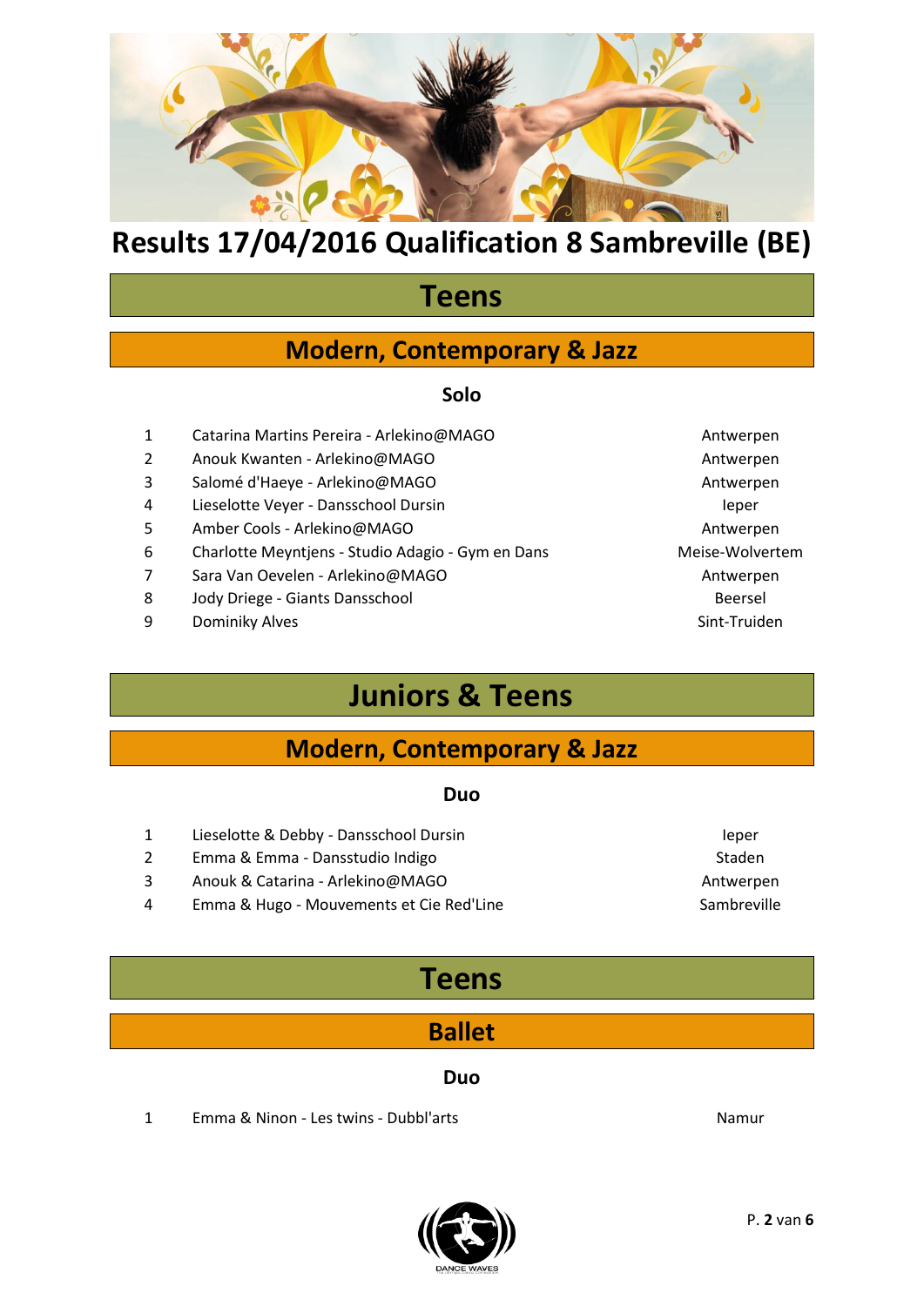# Results 17/04/2016 Qualification 8 Sambreville (BE)

## Teens

### Modern, Contemporary & Jazz

#### Solo

| | | |
|---|---|---|
| 1 | Catarina Martins Pereira - Arlekino@MAGO | Antwerpen |
| 2 | Anouk Kwanten - Arlekino@MAGO | Antwerpen |
| 3 | Salomé d'Haeye - Arlekino@MAGO | Antwerpen |
| 4 | Lieselotte Veyer - Dansschool Dursin | Ieper |
| 5 | Amber Cools - Arlekino@MAGO | Antwerpen |
| 6 | Charlotte Meyntjens - Studio Adagio - Gym en Dans | Meise-Wolvertem |
| 7 | Sara Van Oevelen - Arlekino@MAGO | Antwerpen |
| 8 | Jody Driege - Giants Dansschool | Beersel |
| 9 | Dominiky Alves | Sint-Truiden |

## Juniors & Teens

### Modern, Contemporary & Jazz

#### Duo

| | | |
|---|---|---|
| 1 | Lieselotte & Debby - Dansschool Dursin | Ieper |
| 2 | Emma & Emma - Dansstudio Indigo | Staden |
| 3 | Anouk & Catarina - Arlekino@MAGO | Antwerpen |
| 4 | Emma & Hugo - Mouvements et Cie Red'Line | Sambreville |

## Teens

### Ballet

#### Duo

| | | |
|---|---|---|
| 1 | Emma & Ninon - Les twins - Dubbl'arts | Namur |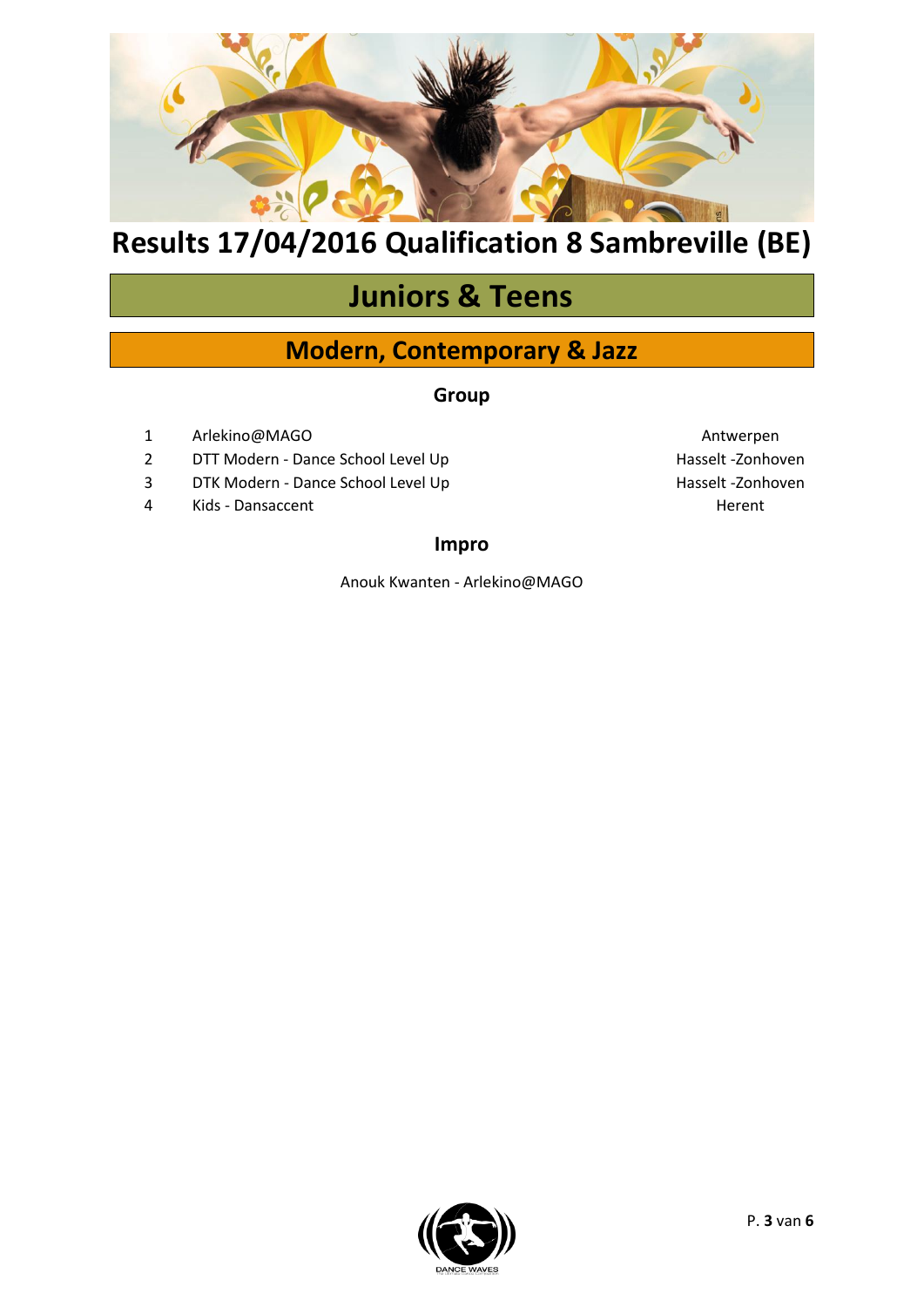# Results 17/04/2016 Qualification 8 Sambreville (BE)

## Juniors & Teens

## Modern, Contemporary & Jazz

### Group

| | | |
|---|---|---|
| 1 | Arlekino@MAGO | Antwerpen |
| 2 | DTT Modern - Dance School Level Up | Hasselt -Zonhoven |
| 3 | DTK Modern - Dance School Level Up | Hasselt -Zonhoven |
| 4 | Kids - Dansaccent | Herent |

### Impro

Anouk Kwanten - Arlekino@MAGO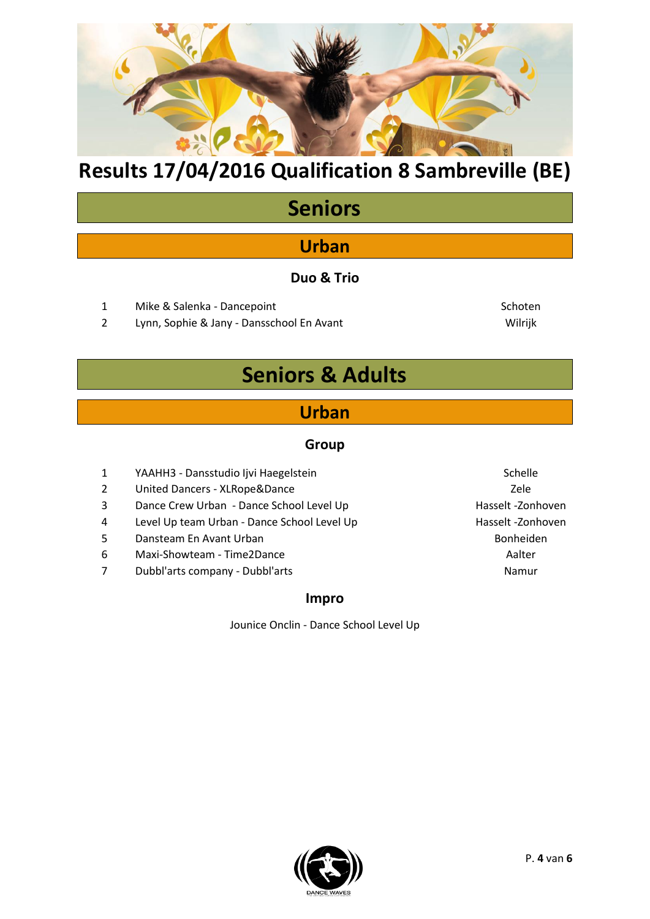# Results 17/04/2016 Qualification 8 Sambreville (BE)

## Seniors

### Urban

#### Duo & Trio

| | | |
|---|---|---|
| 1 | Mike & Salenka - Dancepoint | Schoten |
| 2 | Lynn, Sophie & Jany - Dansschool En Avant | Wilrijk |

## Seniors & Adults

### Urban

#### Group

| | | |
|---|---|---|
| 1 | YAAHH3 - Dansstudio Ijvi Haegelstein | Schelle |
| 2 | United Dancers - XLRope&Dance | Zele |
| 3 | Dance Crew Urban - Dance School Level Up | Hasselt -Zonhoven |
| 4 | Level Up team Urban - Dance School Level Up | Hasselt -Zonhoven |
| 5 | Dansteam En Avant Urban | Bonheiden |
| 6 | Maxi-Showteam - Time2Dance | Aalter |
| 7 | Dubbl'arts company - Dubbl'arts | Namur |

#### Impro

Jounice Onclin - Dance School Level Up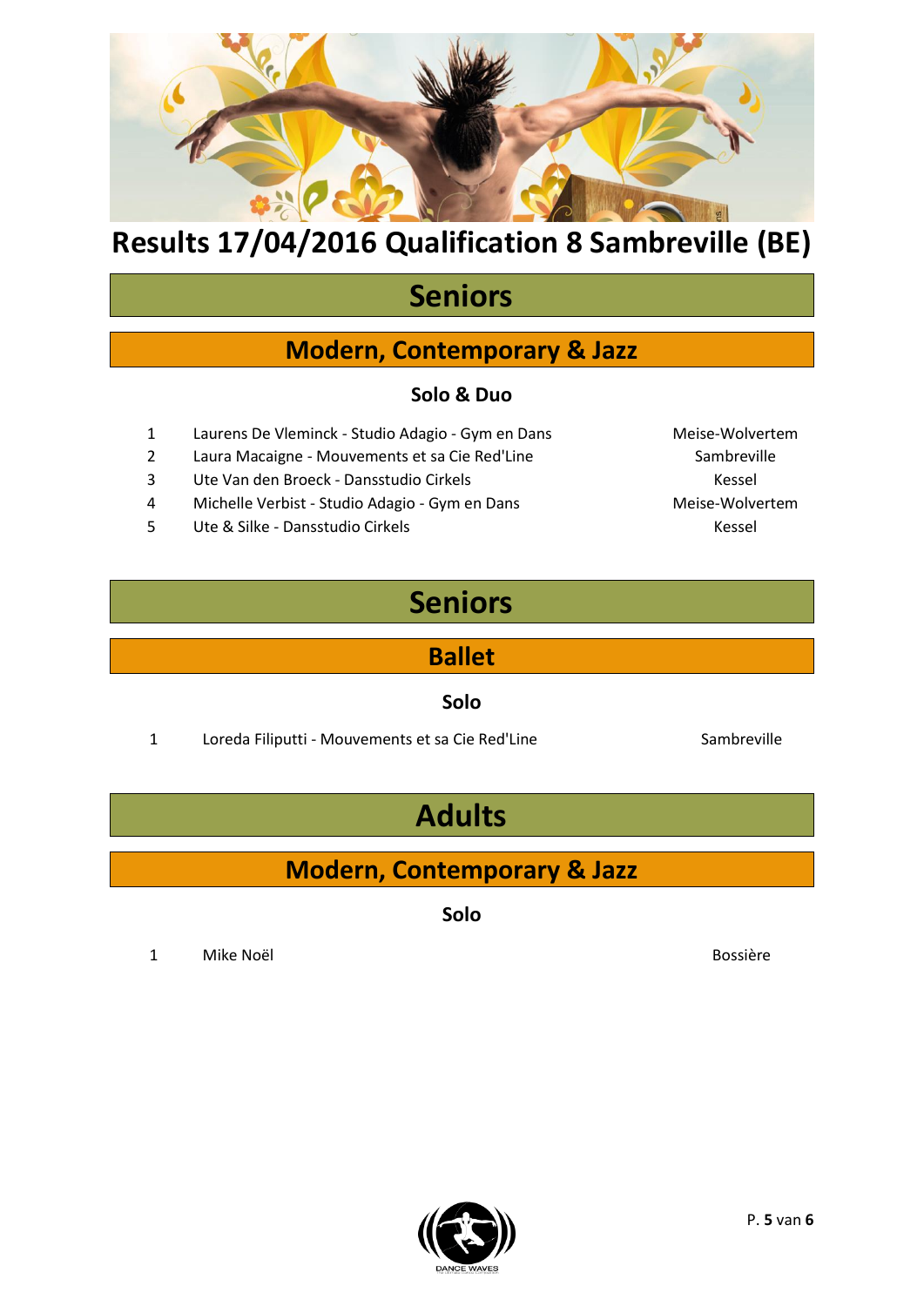# Results 17/04/2016 Qualification 8 Sambreville (BE)

## Seniors

### Modern, Contemporary & Jazz

#### Solo & Duo

| | | |
|---|---|---|
| 1 | Laurens De Vleminck - Studio Adagio - Gym en Dans | Meise-Wolvertem |
| 2 | Laura Macaigne - Mouvements et sa Cie Red'Line | Sambreville |
| 3 | Ute Van den Broeck - Dansstudio Cirkels | Kessel |
| 4 | Michelle Verbist - Studio Adagio - Gym en Dans | Meise-Wolvertem |
| 5 | Ute & Silke - Dansstudio Cirkels | Kessel |

## Seniors

### Ballet

#### Solo

| | | |
|---|---|---|
| 1 | Loreda Filiputti - Mouvements et sa Cie Red'Line | Sambreville |

## Adults

### Modern, Contemporary & Jazz

#### Solo

| | | |
|---|---|---|
| 1 | Mike Noël | Bossière |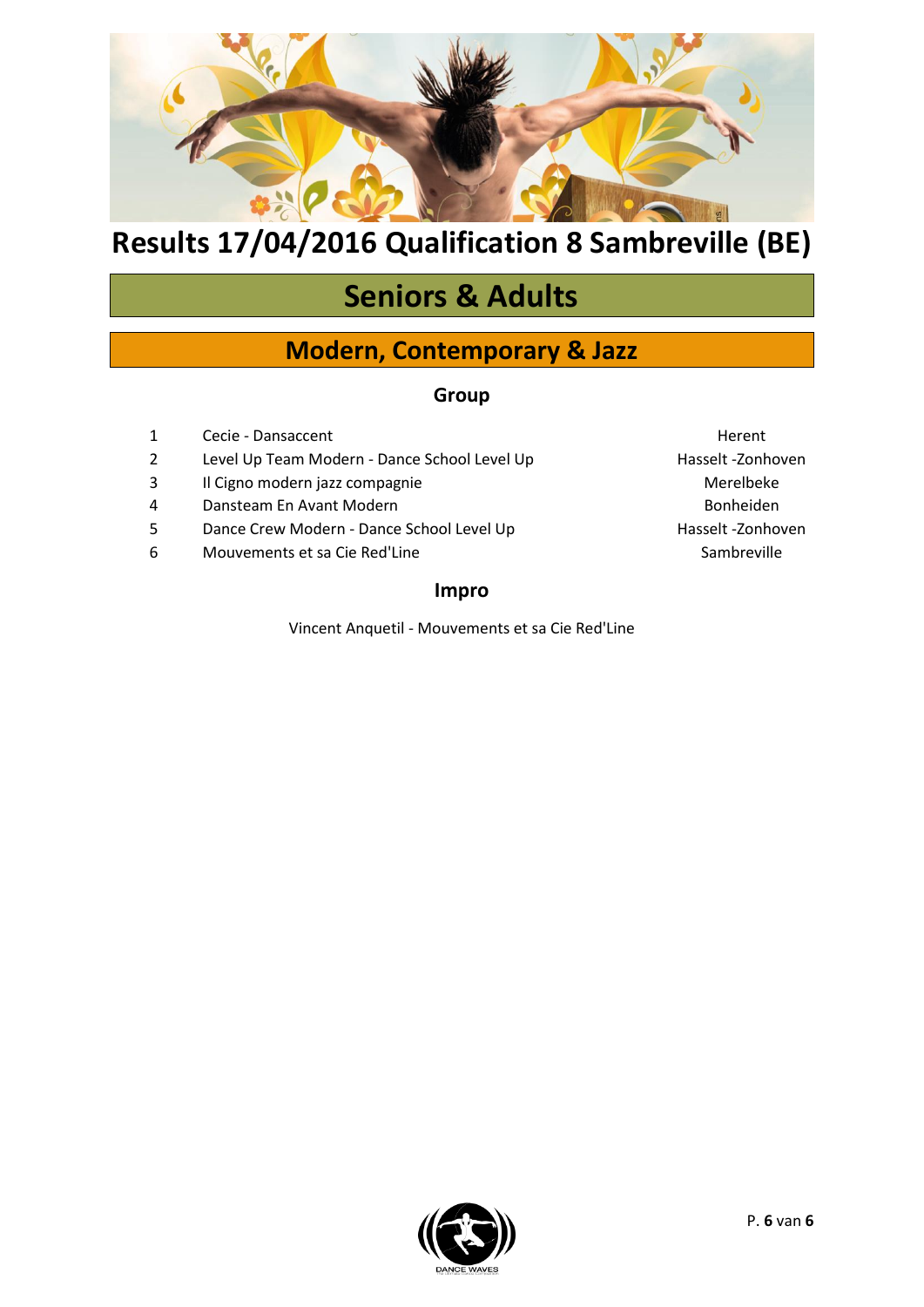# Results 17/04/2016 Qualification 8 Sambreville (BE)

## Seniors & Adults

### Modern, Contemporary & Jazz

#### Group

| | | |
|---|---|---|
| 1 | Cecie - Dansaccent | Herent |
| 2 | Level Up Team Modern - Dance School Level Up | Hasselt -Zonhoven |
| 3 | Il Cigno modern jazz compagnie | Merelbeke |
| 4 | Dansteam En Avant Modern | Bonheiden |
| 5 | Dance Crew Modern - Dance School Level Up | Hasselt -Zonhoven |
| 6 | Mouvements et sa Cie Red'Line | Sambreville |

#### Impro

Vincent Anquetil - Mouvements et sa Cie Red'Line